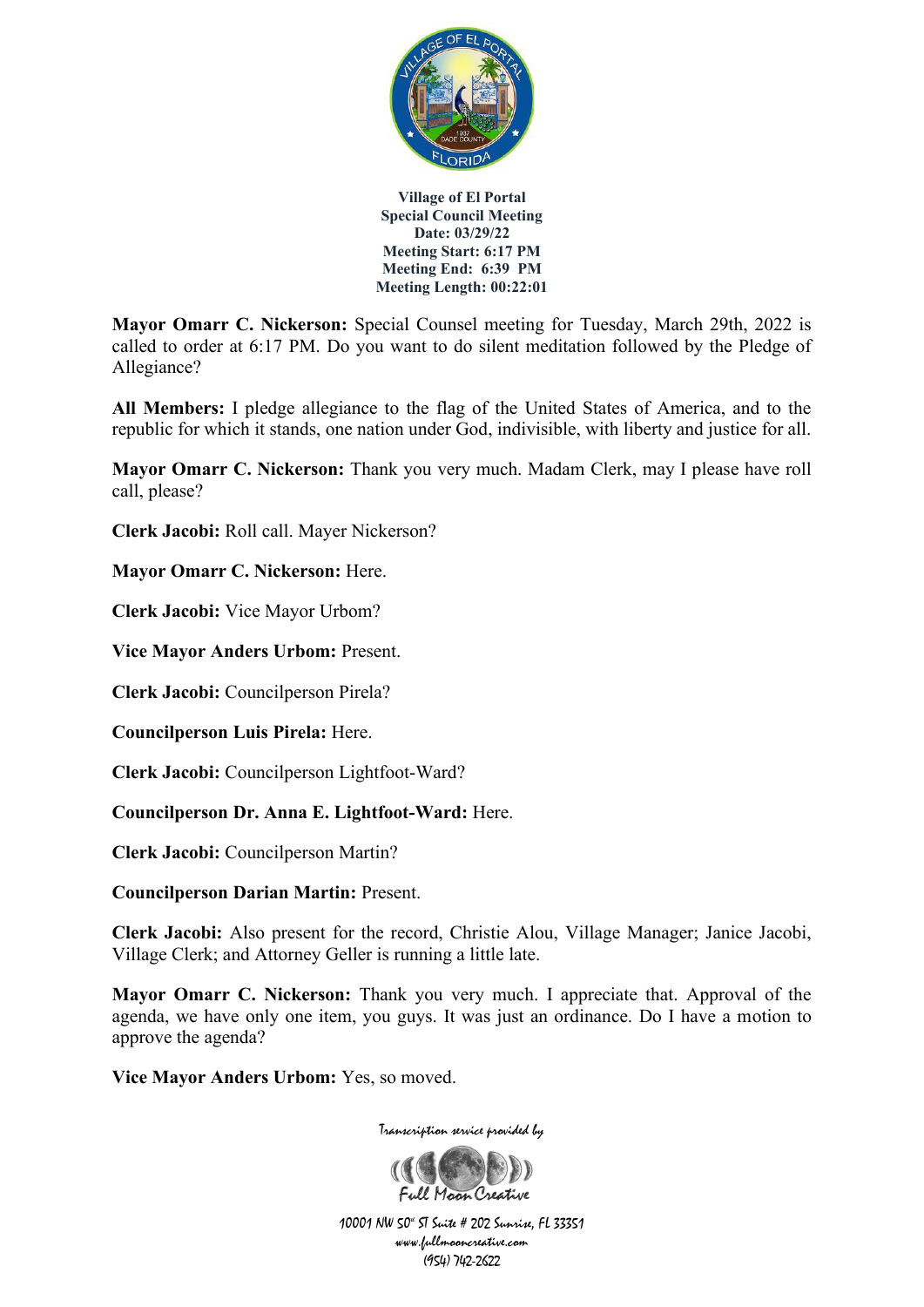**Village of El Portal**
**Special Council Meeting**
**Date: 03/29/22**
**Meeting Start: 6:17 PM**
**Meeting End: 6:39 PM**
**Meeting Length: 00:22:01**

**Mayor Omarr C. Nickerson:** Special Counsel meeting for Tuesday, March 29th, 2022 is called to order at 6:17 PM. Do you want to do silent meditation followed by the Pledge of Allegiance?

**All Members:** I pledge allegiance to the flag of the United States of America, and to the republic for which it stands, one nation under God, indivisible, with liberty and justice for all.

**Mayor Omarr C. Nickerson:** Thank you very much. Madam Clerk, may I please have roll call, please?

**Clerk Jacobi:** Roll call. Mayer Nickerson?

**Mayor Omarr C. Nickerson:** Here.

**Clerk Jacobi:** Vice Mayor Urbom?

**Vice Mayor Anders Urbom:** Present.

**Clerk Jacobi:** Councilperson Pirela?

**Councilperson Luis Pirela:** Here.

**Clerk Jacobi:** Councilperson Lightfoot-Ward?

**Councilperson Dr. Anna E. Lightfoot-Ward:** Here.

**Clerk Jacobi:** Councilperson Martin?

**Councilperson Darian Martin:** Present.

**Clerk Jacobi:** Also present for the record, Christie Alou, Village Manager; Janice Jacobi, Village Clerk; and Attorney Geller is running a little late.

**Mayor Omarr C. Nickerson:** Thank you very much. I appreciate that. Approval of the agenda, we have only one item, you guys. It was just an ordinance. Do I have a motion to approve the agenda?

**Vice Mayor Anders Urbom:** Yes, so moved.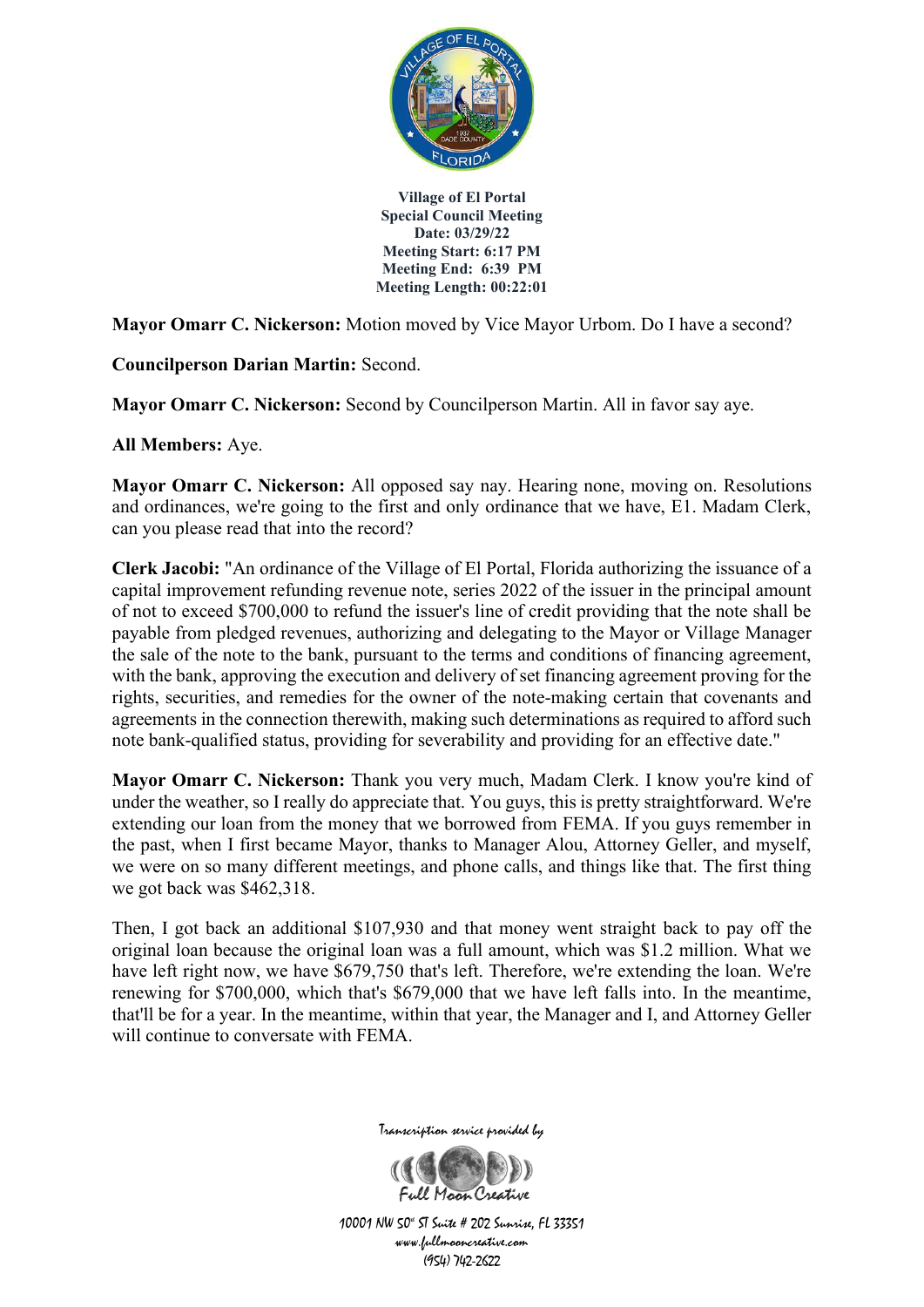**Village of El Portal**
**Special Council Meeting**
**Date: 03/29/22**
**Meeting Start: 6:17 PM**
**Meeting End: 6:39 PM**
**Meeting Length: 00:22:01**

**Mayor Omarr C. Nickerson:** Motion moved by Vice Mayor Urbom. Do I have a second?

**Councilperson Darian Martin:** Second.

**Mayor Omarr C. Nickerson:** Second by Councilperson Martin. All in favor say aye.

**All Members:** Aye.

**Mayor Omarr C. Nickerson:** All opposed say nay. Hearing none, moving on. Resolutions and ordinances, we're going to the first and only ordinance that we have, E1. Madam Clerk, can you please read that into the record?

**Clerk Jacobi:** "An ordinance of the Village of El Portal, Florida authorizing the issuance of a capital improvement refunding revenue note, series 2022 of the issuer in the principal amount of not to exceed $700,000 to refund the issuer's line of credit providing that the note shall be payable from pledged revenues, authorizing and delegating to the Mayor or Village Manager the sale of the note to the bank, pursuant to the terms and conditions of financing agreement, with the bank, approving the execution and delivery of set financing agreement proving for the rights, securities, and remedies for the owner of the note-making certain that covenants and agreements in the connection therewith, making such determinations as required to afford such note bank-qualified status, providing for severability and providing for an effective date."

**Mayor Omarr C. Nickerson:** Thank you very much, Madam Clerk. I know you're kind of under the weather, so I really do appreciate that. You guys, this is pretty straightforward. We're extending our loan from the money that we borrowed from FEMA. If you guys remember in the past, when I first became Mayor, thanks to Manager Alou, Attorney Geller, and myself, we were on so many different meetings, and phone calls, and things like that. The first thing we got back was $462,318.

Then, I got back an additional $107,930 and that money went straight back to pay off the original loan because the original loan was a full amount, which was $1.2 million. What we have left right now, we have $679,750 that's left. Therefore, we're extending the loan. We're renewing for $700,000, which that's $679,000 that we have left falls into. In the meantime, that'll be for a year. In the meantime, within that year, the Manager and I, and Attorney Geller will continue to conversate with FEMA.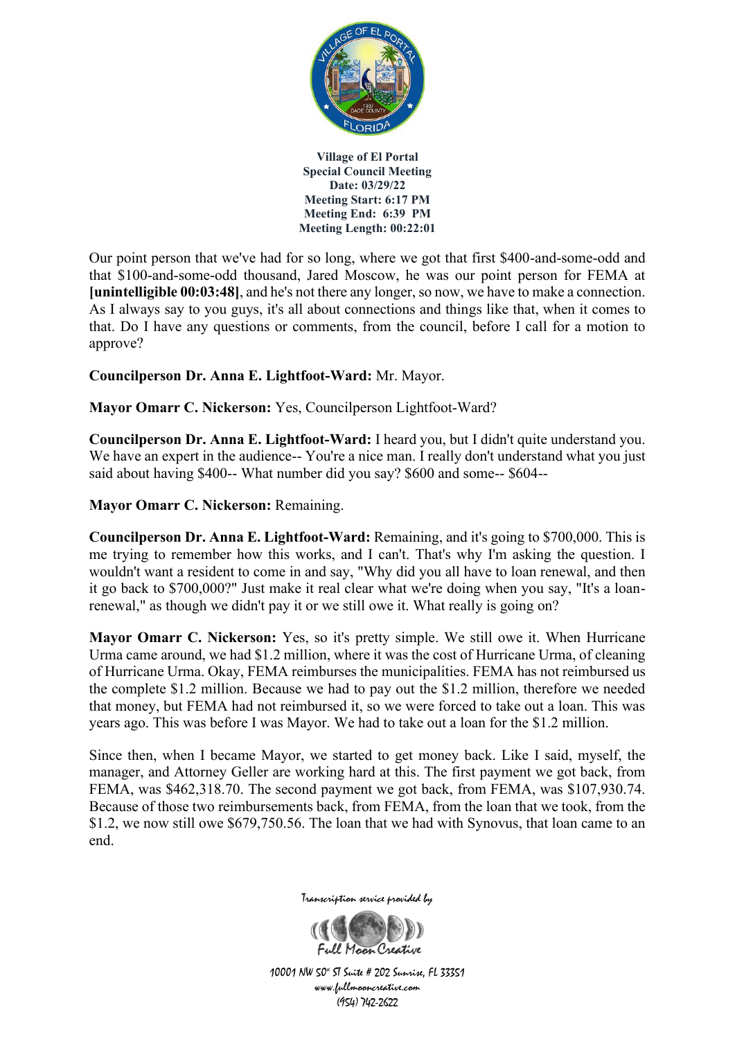Our point person that we've had for so long, where we got that first $400-and-some-odd and that $100-and-some-odd thousand, Jared Moscow, he was our point person for FEMA at **[unintelligible 00:03:48]**, and he's not there any longer, so now, we have to make a connection. As I always say to you guys, it's all about connections and things like that, when it comes to that. Do I have any questions or comments, from the council, before I call for a motion to approve?

**Councilperson Dr. Anna E. Lightfoot-Ward:** Mr. Mayor.

**Mayor Omarr C. Nickerson:** Yes, Councilperson Lightfoot-Ward?

**Councilperson Dr. Anna E. Lightfoot-Ward:** I heard you, but I didn't quite understand you. We have an expert in the audience-- You're a nice man. I really don't understand what you just said about having $400-- What number did you say? $600 and some-- $604--

**Mayor Omarr C. Nickerson:** Remaining.

**Councilperson Dr. Anna E. Lightfoot-Ward:** Remaining, and it's going to $700,000. This is me trying to remember how this works, and I can't. That's why I'm asking the question. I wouldn't want a resident to come in and say, "Why did you all have to loan renewal, and then it go back to $700,000?" Just make it real clear what we're doing when you say, "It's a loan-renewal," as though we didn't pay it or we still owe it. What really is going on?

**Mayor Omarr C. Nickerson:** Yes, so it's pretty simple. We still owe it. When Hurricane Urma came around, we had $1.2 million, where it was the cost of Hurricane Urma, of cleaning of Hurricane Urma. Okay, FEMA reimburses the municipalities. FEMA has not reimbursed us the complete $1.2 million. Because we had to pay out the $1.2 million, therefore we needed that money, but FEMA had not reimbursed it, so we were forced to take out a loan. This was years ago. This was before I was Mayor. We had to take out a loan for the $1.2 million.

Since then, when I became Mayor, we started to get money back. Like I said, myself, the manager, and Attorney Geller are working hard at this. The first payment we got back, from FEMA, was $462,318.70. The second payment we got back, from FEMA, was $107,930.74. Because of those two reimbursements back, from FEMA, from the loan that we took, from the $1.2, we now still owe $679,750.56. The loan that we had with Synovus, that loan came to an end.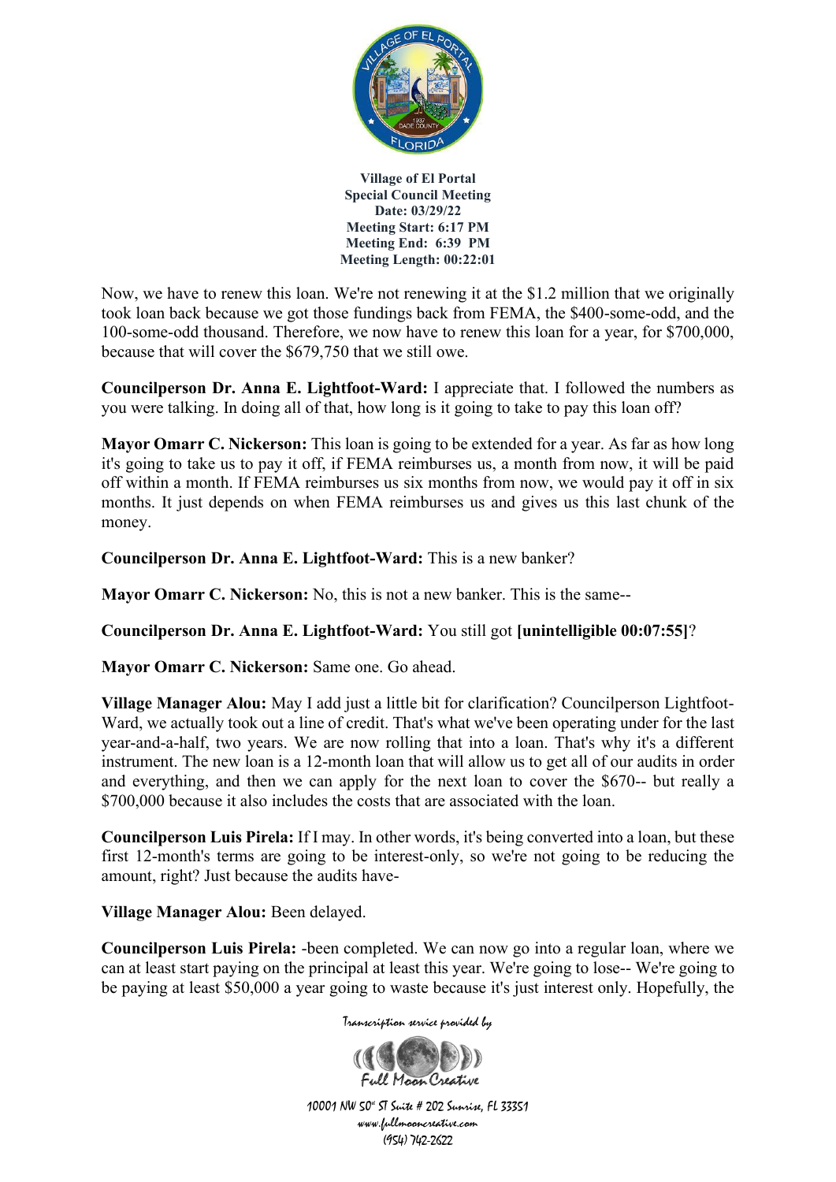Now, we have to renew this loan. We're not renewing it at the $1.2 million that we originally took loan back because we got those fundings back from FEMA, the $400-some-odd, and the 100-some-odd thousand. Therefore, we now have to renew this loan for a year, for $700,000, because that will cover the $679,750 that we still owe.

**Councilperson Dr. Anna E. Lightfoot-Ward:** I appreciate that. I followed the numbers as you were talking. In doing all of that, how long is it going to take to pay this loan off?

**Mayor Omarr C. Nickerson:** This loan is going to be extended for a year. As far as how long it's going to take us to pay it off, if FEMA reimburses us, a month from now, it will be paid off within a month. If FEMA reimburses us six months from now, we would pay it off in six months. It just depends on when FEMA reimburses us and gives us this last chunk of the money.

**Councilperson Dr. Anna E. Lightfoot-Ward:** This is a new banker?

**Mayor Omarr C. Nickerson:** No, this is not a new banker. This is the same--

**Councilperson Dr. Anna E. Lightfoot-Ward:** You still got **[unintelligible 00:07:55]**?

**Mayor Omarr C. Nickerson:** Same one. Go ahead.

**Village Manager Alou:** May I add just a little bit for clarification? Councilperson Lightfoot-Ward, we actually took out a line of credit. That's what we've been operating under for the last year-and-a-half, two years. We are now rolling that into a loan. That's why it's a different instrument. The new loan is a 12-month loan that will allow us to get all of our audits in order and everything, and then we can apply for the next loan to cover the $670-- but really a $700,000 because it also includes the costs that are associated with the loan.

**Councilperson Luis Pirela:** If I may. In other words, it's being converted into a loan, but these first 12-month's terms are going to be interest-only, so we're not going to be reducing the amount, right? Just because the audits have-

**Village Manager Alou:** Been delayed.

**Councilperson Luis Pirela:** -been completed. We can now go into a regular loan, where we can at least start paying on the principal at least this year. We're going to lose-- We're going to be paying at least $50,000 a year going to waste because it's just interest only. Hopefully, the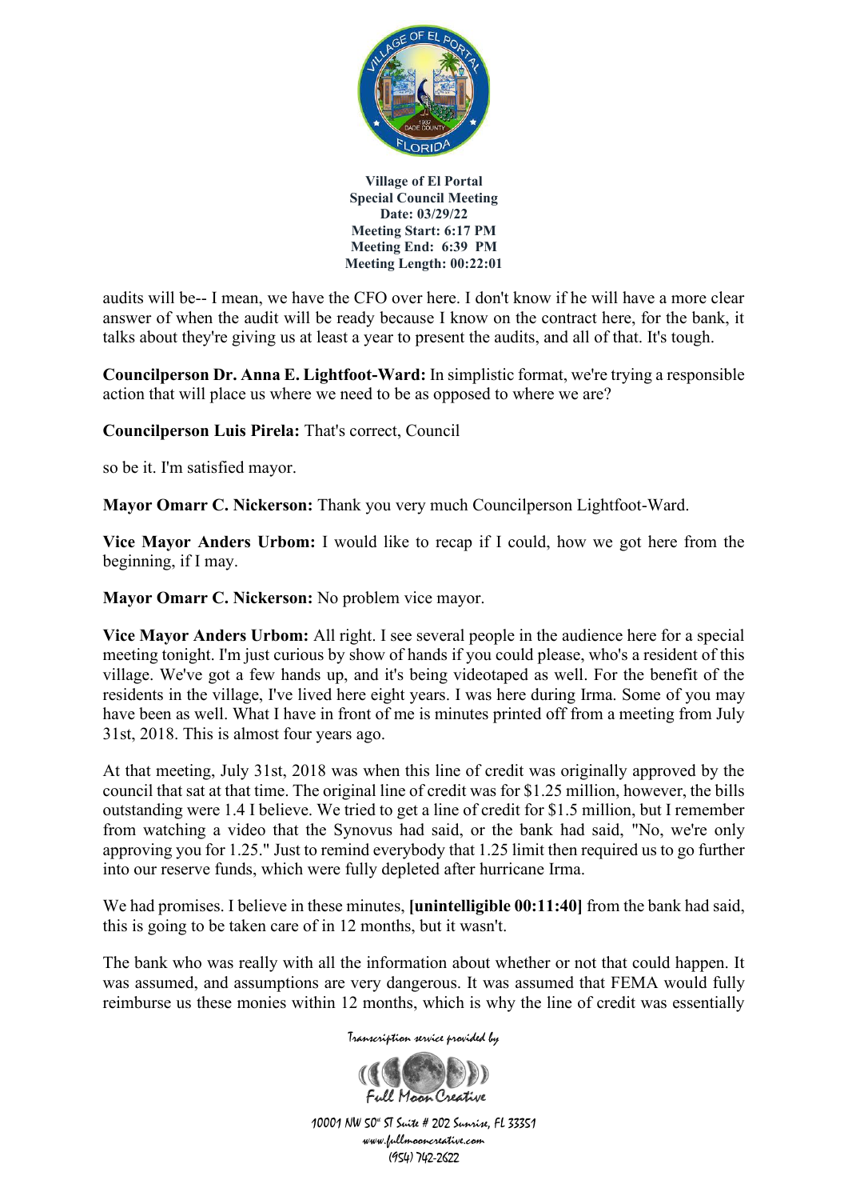audits will be-- I mean, we have the CFO over here. I don't know if he will have a more clear answer of when the audit will be ready because I know on the contract here, for the bank, it talks about they're giving us at least a year to present the audits, and all of that. It's tough.

**Councilperson Dr. Anna E. Lightfoot-Ward:** In simplistic format, we're trying a responsible action that will place us where we need to be as opposed to where we are?

**Councilperson Luis Pirela:** That's correct, Council

so be it. I'm satisfied mayor.

**Mayor Omarr C. Nickerson:** Thank you very much Councilperson Lightfoot-Ward.

**Vice Mayor Anders Urbom:** I would like to recap if I could, how we got here from the beginning, if I may.

**Mayor Omarr C. Nickerson:** No problem vice mayor.

**Vice Mayor Anders Urbom:** All right. I see several people in the audience here for a special meeting tonight. I'm just curious by show of hands if you could please, who's a resident of this village. We've got a few hands up, and it's being videotaped as well. For the benefit of the residents in the village, I've lived here eight years. I was here during Irma. Some of you may have been as well. What I have in front of me is minutes printed off from a meeting from July 31st, 2018. This is almost four years ago.

At that meeting, July 31st, 2018 was when this line of credit was originally approved by the council that sat at that time. The original line of credit was for $1.25 million, however, the bills outstanding were 1.4 I believe. We tried to get a line of credit for $1.5 million, but I remember from watching a video that the Synovus had said, or the bank had said, "No, we're only approving you for 1.25." Just to remind everybody that 1.25 limit then required us to go further into our reserve funds, which were fully depleted after hurricane Irma.

We had promises. I believe in these minutes, **[unintelligible 00:11:40]** from the bank had said, this is going to be taken care of in 12 months, but it wasn't.

The bank who was really with all the information about whether or not that could happen. It was assumed, and assumptions are very dangerous. It was assumed that FEMA would fully reimburse us these monies within 12 months, which is why the line of credit was essentially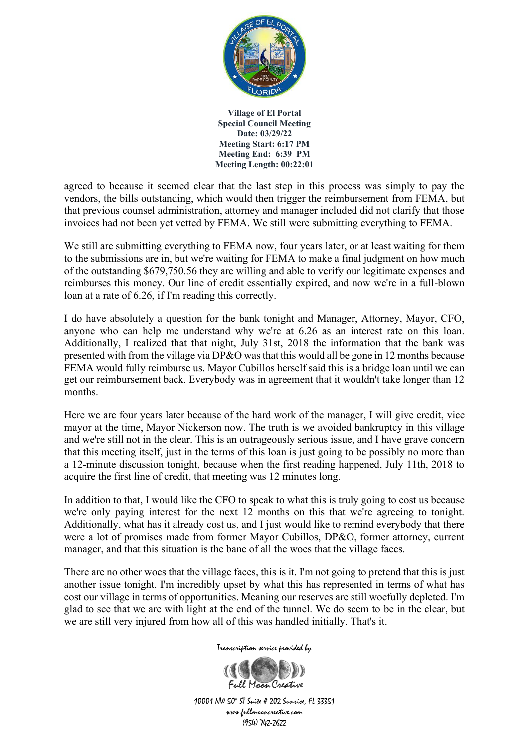agreed to because it seemed clear that the last step in this process was simply to pay the vendors, the bills outstanding, which would then trigger the reimbursement from FEMA, but that previous counsel administration, attorney and manager included did not clarify that those invoices had not been yet vetted by FEMA. We still were submitting everything to FEMA.

We still are submitting everything to FEMA now, four years later, or at least waiting for them to the submissions are in, but we're waiting for FEMA to make a final judgment on how much of the outstanding $679,750.56 they are willing and able to verify our legitimate expenses and reimburses this money. Our line of credit essentially expired, and now we're in a full-blown loan at a rate of 6.26, if I'm reading this correctly.

I do have absolutely a question for the bank tonight and Manager, Attorney, Mayor, CFO, anyone who can help me understand why we're at 6.26 as an interest rate on this loan. Additionally, I realized that that night, July 31st, 2018 the information that the bank was presented with from the village via DP&O was that this would all be gone in 12 months because FEMA would fully reimburse us. Mayor Cubillos herself said this is a bridge loan until we can get our reimbursement back. Everybody was in agreement that it wouldn't take longer than 12 months.

Here we are four years later because of the hard work of the manager, I will give credit, vice mayor at the time, Mayor Nickerson now. The truth is we avoided bankruptcy in this village and we're still not in the clear. This is an outrageously serious issue, and I have grave concern that this meeting itself, just in the terms of this loan is just going to be possibly no more than a 12-minute discussion tonight, because when the first reading happened, July 11th, 2018 to acquire the first line of credit, that meeting was 12 minutes long.

In addition to that, I would like the CFO to speak to what this is truly going to cost us because we're only paying interest for the next 12 months on this that we're agreeing to tonight. Additionally, what has it already cost us, and I just would like to remind everybody that there were a lot of promises made from former Mayor Cubillos, DP&O, former attorney, current manager, and that this situation is the bane of all the woes that the village faces.

There are no other woes that the village faces, this is it. I'm not going to pretend that this is just another issue tonight. I'm incredibly upset by what this has represented in terms of what has cost our village in terms of opportunities. Meaning our reserves are still woefully depleted. I'm glad to see that we are with light at the end of the tunnel. We do seem to be in the clear, but we are still very injured from how all of this was handled initially. That's it.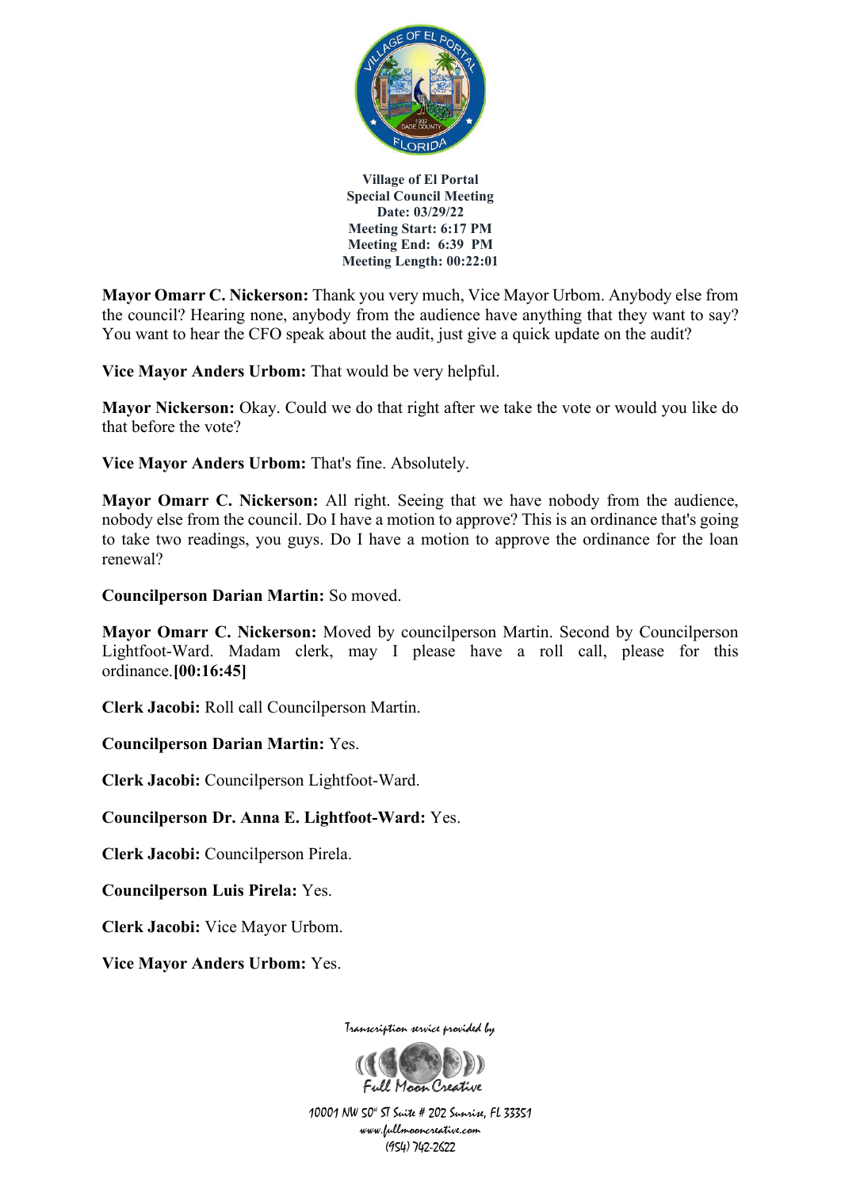**Village of El Portal**
**Special Council Meeting**
**Date: 03/29/22**
**Meeting Start: 6:17 PM**
**Meeting End: 6:39 PM**
**Meeting Length: 00:22:01**

**Mayor Omarr C. Nickerson:** Thank you very much, Vice Mayor Urbom. Anybody else from the council? Hearing none, anybody from the audience have anything that they want to say? You want to hear the CFO speak about the audit, just give a quick update on the audit?

**Vice Mayor Anders Urbom:** That would be very helpful.

**Mayor Nickerson:** Okay. Could we do that right after we take the vote or would you like do that before the vote?

**Vice Mayor Anders Urbom:** That's fine. Absolutely.

**Mayor Omarr C. Nickerson:** All right. Seeing that we have nobody from the audience, nobody else from the council. Do I have a motion to approve? This is an ordinance that's going to take two readings, you guys. Do I have a motion to approve the ordinance for the loan renewal?

**Councilperson Darian Martin:** So moved.

**Mayor Omarr C. Nickerson:** Moved by councilperson Martin. Second by Councilperson Lightfoot-Ward. Madam clerk, may I please have a roll call, please for this ordinance.**[00:16:45]**

**Clerk Jacobi:** Roll call Councilperson Martin.

**Councilperson Darian Martin:** Yes.

**Clerk Jacobi:** Councilperson Lightfoot-Ward.

**Councilperson Dr. Anna E. Lightfoot-Ward:** Yes.

**Clerk Jacobi:** Councilperson Pirela.

**Councilperson Luis Pirela:** Yes.

**Clerk Jacobi:** Vice Mayor Urbom.

**Vice Mayor Anders Urbom:** Yes.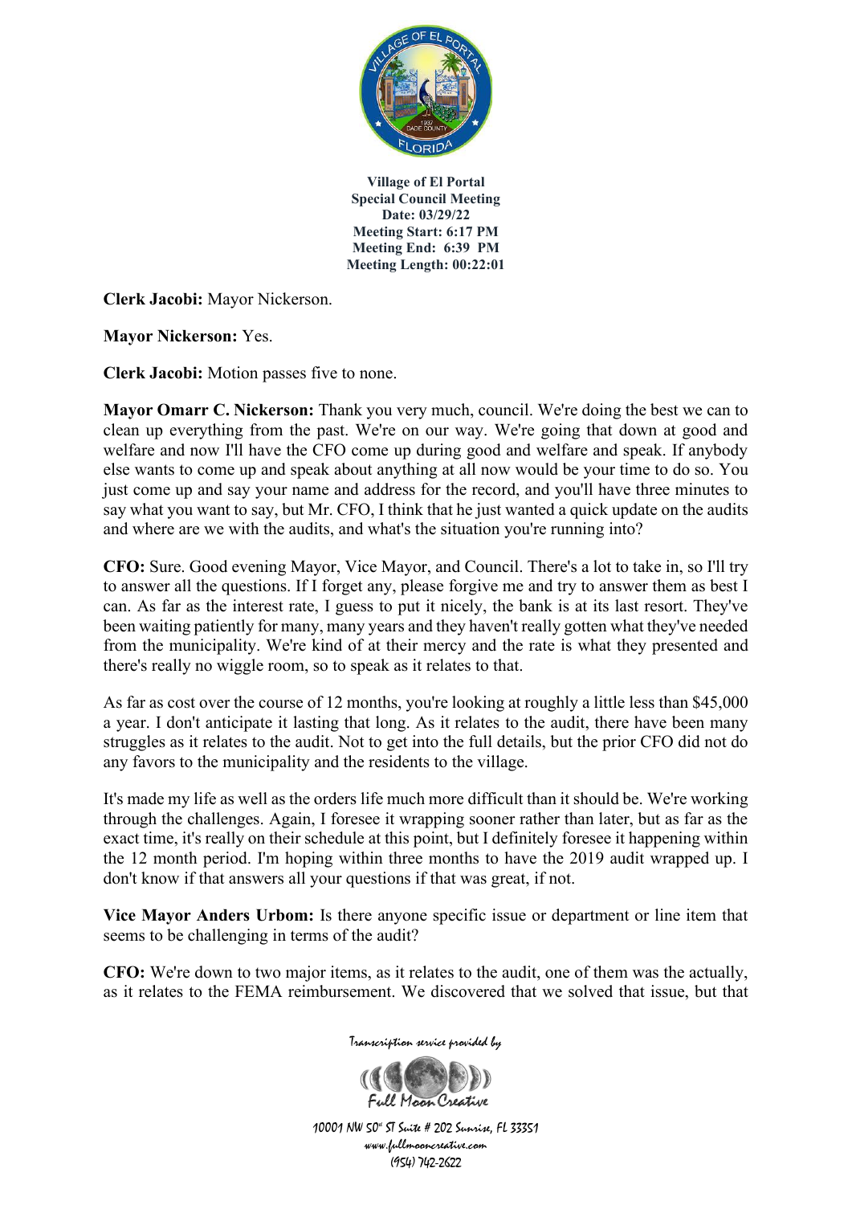**Village of El Portal**
**Special Council Meeting**
**Date: 03/29/22**
**Meeting Start: 6:17 PM**
**Meeting End: 6:39 PM**
**Meeting Length: 00:22:01**

**Clerk Jacobi:** Mayor Nickerson.

**Mayor Nickerson:** Yes.

**Clerk Jacobi:** Motion passes five to none.

**Mayor Omarr C. Nickerson:** Thank you very much, council. We're doing the best we can to clean up everything from the past. We're on our way. We're going that down at good and welfare and now I'll have the CFO come up during good and welfare and speak. If anybody else wants to come up and speak about anything at all now would be your time to do so. You just come up and say your name and address for the record, and you'll have three minutes to say what you want to say, but Mr. CFO, I think that he just wanted a quick update on the audits and where are we with the audits, and what's the situation you're running into?

**CFO:** Sure. Good evening Mayor, Vice Mayor, and Council. There's a lot to take in, so I'll try to answer all the questions. If I forget any, please forgive me and try to answer them as best I can. As far as the interest rate, I guess to put it nicely, the bank is at its last resort. They've been waiting patiently for many, many years and they haven't really gotten what they've needed from the municipality. We're kind of at their mercy and the rate is what they presented and there's really no wiggle room, so to speak as it relates to that.

As far as cost over the course of 12 months, you're looking at roughly a little less than $45,000 a year. I don't anticipate it lasting that long. As it relates to the audit, there have been many struggles as it relates to the audit. Not to get into the full details, but the prior CFO did not do any favors to the municipality and the residents to the village.

It's made my life as well as the orders life much more difficult than it should be. We're working through the challenges. Again, I foresee it wrapping sooner rather than later, but as far as the exact time, it's really on their schedule at this point, but I definitely foresee it happening within the 12 month period. I'm hoping within three months to have the 2019 audit wrapped up. I don't know if that answers all your questions if that was great, if not.

**Vice Mayor Anders Urbom:** Is there anyone specific issue or department or line item that seems to be challenging in terms of the audit?

**CFO:** We're down to two major items, as it relates to the audit, one of them was the actually, as it relates to the FEMA reimbursement. We discovered that we solved that issue, but that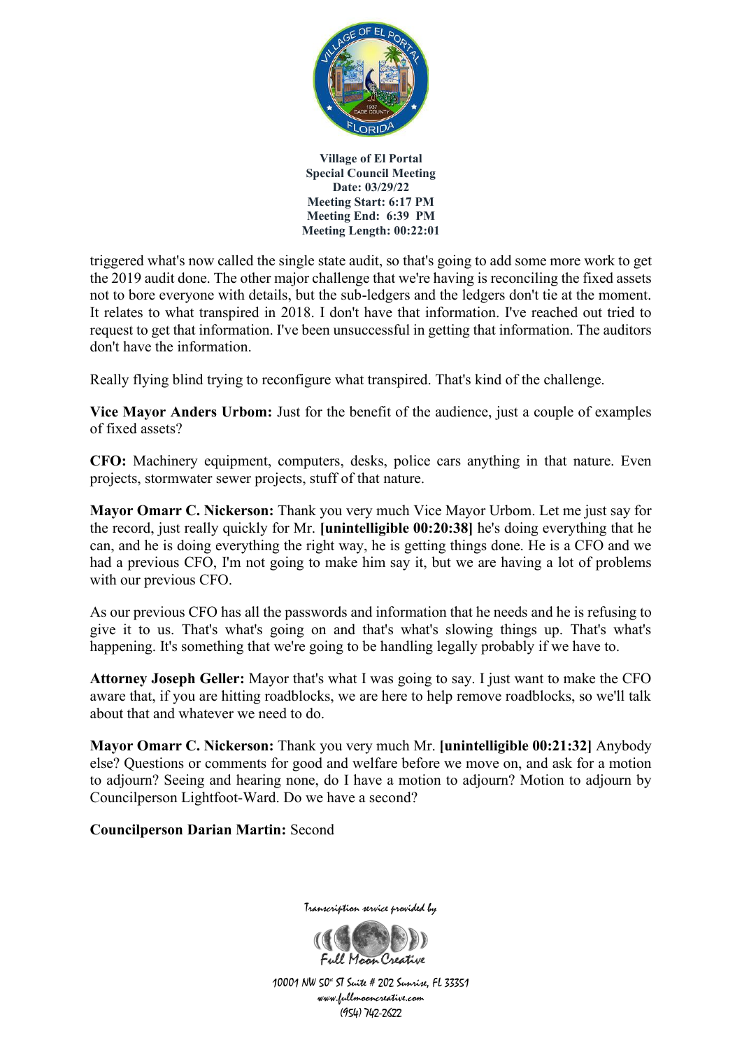triggered what's now called the single state audit, so that's going to add some more work to get the 2019 audit done. The other major challenge that we're having is reconciling the fixed assets not to bore everyone with details, but the sub-ledgers and the ledgers don't tie at the moment. It relates to what transpired in 2018. I don't have that information. I've reached out tried to request to get that information. I've been unsuccessful in getting that information. The auditors don't have the information.

Really flying blind trying to reconfigure what transpired. That's kind of the challenge.

**Vice Mayor Anders Urbom:** Just for the benefit of the audience, just a couple of examples of fixed assets?

**CFO:** Machinery equipment, computers, desks, police cars anything in that nature. Even projects, stormwater sewer projects, stuff of that nature.

**Mayor Omarr C. Nickerson:** Thank you very much Vice Mayor Urbom. Let me just say for the record, just really quickly for Mr. **[unintelligible 00:20:38]** he's doing everything that he can, and he is doing everything the right way, he is getting things done. He is a CFO and we had a previous CFO, I'm not going to make him say it, but we are having a lot of problems with our previous CFO.

As our previous CFO has all the passwords and information that he needs and he is refusing to give it to us. That's what's going on and that's what's slowing things up. That's what's happening. It's something that we're going to be handling legally probably if we have to.

**Attorney Joseph Geller:** Mayor that's what I was going to say. I just want to make the CFO aware that, if you are hitting roadblocks, we are here to help remove roadblocks, so we'll talk about that and whatever we need to do.

**Mayor Omarr C. Nickerson:** Thank you very much Mr. **[unintelligible 00:21:32]** Anybody else? Questions or comments for good and welfare before we move on, and ask for a motion to adjourn? Seeing and hearing none, do I have a motion to adjourn? Motion to adjourn by Councilperson Lightfoot-Ward. Do we have a second?

**Councilperson Darian Martin:** Second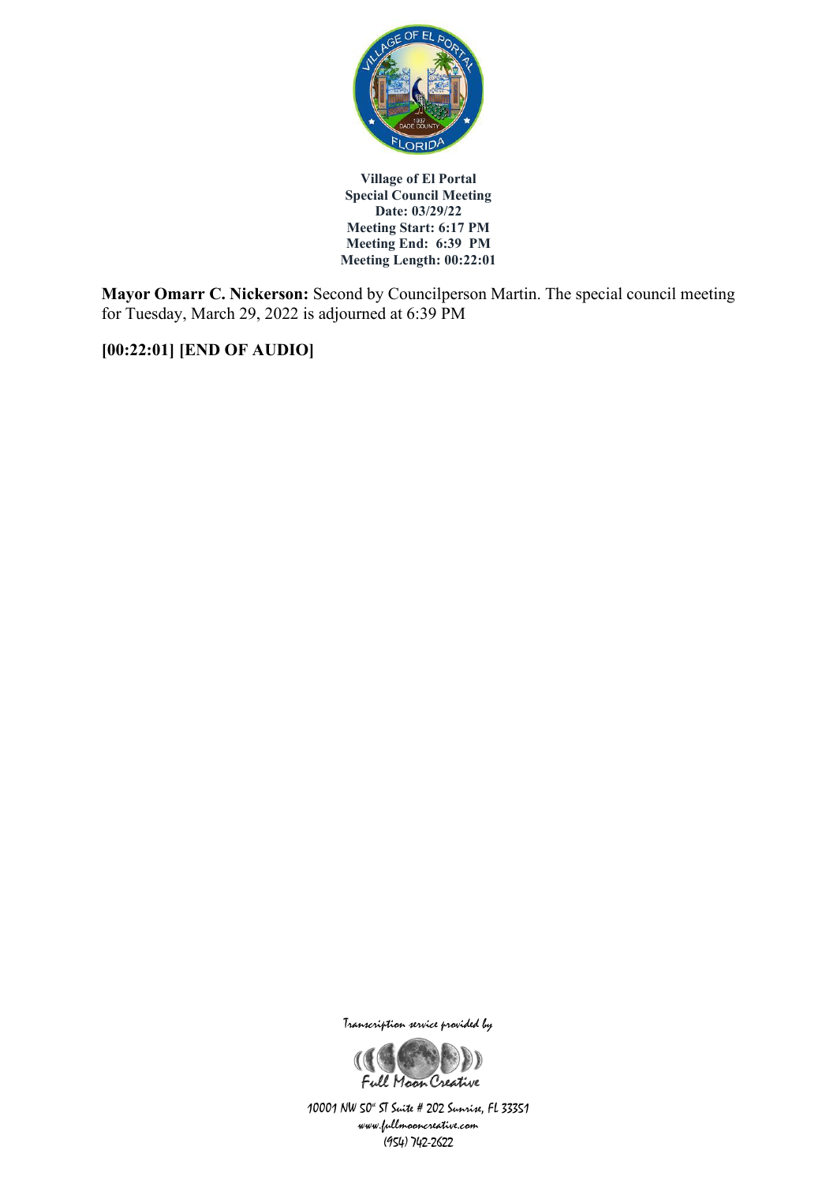**Village of El Portal**
**Special Council Meeting**
**Date: 03/29/22**
**Meeting Start: 6:17 PM**
**Meeting End: 6:39 PM**
**Meeting Length: 00:22:01**

**Mayor Omarr C. Nickerson:** Second by Councilperson Martin. The special council meeting for Tuesday, March 29, 2022 is adjourned at 6:39 PM

**[00:22:01] [END OF AUDIO]**

Transcription service provided by

Full Moon Creative

10001 NW 50th ST Suite # 202 Sunrise, FL 33351
www.fullmooncreative.com
(954) 742-2622